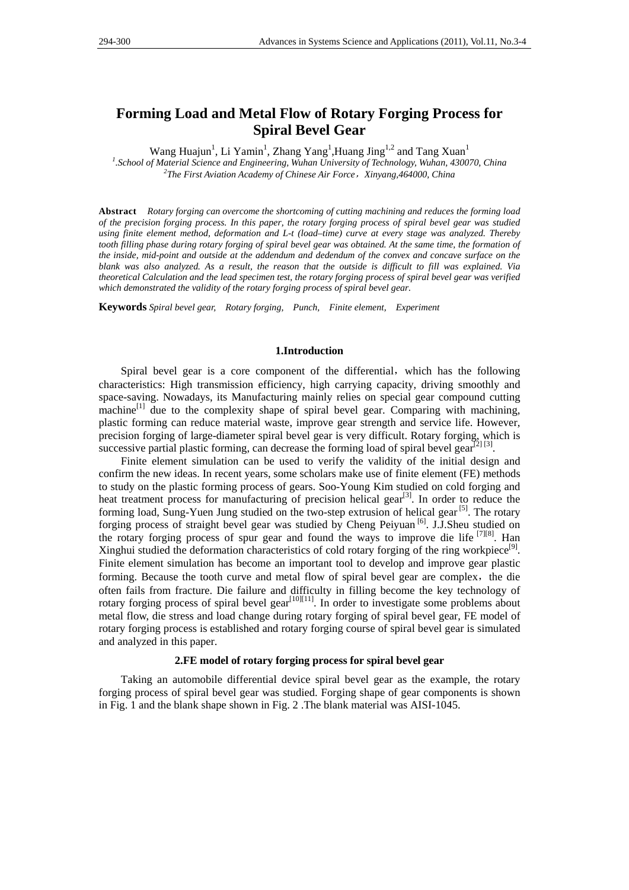# Forming Load and Metal Flow of Rotary Forging Process for Spiral Bevel Gear

Wang Huajun[1], Li Yamin[1], Zhang Yang[1],Huang Jing[1,2] and Tang Xuan[1]

*[1].School of Material Science and Engineering, Wuhan University of Technology, Wuhan, 430070, China*

*[2]The First Aviation Academy of Chinese Air Force，Xinyang,464000, China*

**Abstract** *Rotary forging can overcome the shortcoming of cutting machining and reduces the forming load of the precision forging process. In this paper, the rotary forging process of spiral bevel gear was studied using finite element method, deformation and L-t (load–time) curve at every stage was analyzed. Thereby tooth filling phase during rotary forging of spiral bevel gear was obtained. At the same time, the formation of the inside, mid-point and outside at the addendum and dedendum of the convex and concave surface on the blank was also analyzed. As a result, the reason that the outside is difficult to fill was explained. Via theoretical Calculation and the lead specimen test, the rotary forging process of spiral bevel gear was verified which demonstrated the validity of the rotary forging process of spiral bevel gear.*

**Keywords** *Spiral bevel gear, Rotary forging, Punch, Finite element, Experiment*

## 1.Introduction

Spiral bevel gear is a core component of the differential，which has the following characteristics: High transmission efficiency, high carrying capacity, driving smoothly and space-saving. Nowadays, its Manufacturing mainly relies on special gear compound cutting machine[1] due to the complexity shape of spiral bevel gear. Comparing with machining, plastic forming can reduce material waste, improve gear strength and service life. However, precision forging of large-diameter spiral bevel gear is very difficult. Rotary forging, which is successive partial plastic forming, can decrease the forming load of spiral bevel gear[2] [3].

Finite element simulation can be used to verify the validity of the initial design and confirm the new ideas. In recent years, some scholars make use of finite element (FE) methods to study on the plastic forming process of gears. Soo-Young Kim studied on cold forging and heat treatment process for manufacturing of precision helical gear[3]. In order to reduce the forming load, Sung-Yuen Jung studied on the two-step extrusion of helical gear [5]. The rotary forging process of straight bevel gear was studied by Cheng Peiyuan [6]. J.J.Sheu studied on the rotary forging process of spur gear and found the ways to improve die life [7][8]. Han Xinghui studied the deformation characteristics of cold rotary forging of the ring workpiece[9]. Finite element simulation has become an important tool to develop and improve gear plastic forming. Because the tooth curve and metal flow of spiral bevel gear are complex，the die often fails from fracture. Die failure and difficulty in filling become the key technology of rotary forging process of spiral bevel gear[10][11]. In order to investigate some problems about metal flow, die stress and load change during rotary forging of spiral bevel gear, FE model of rotary forging process is established and rotary forging course of spiral bevel gear is simulated and analyzed in this paper.

## 2.FE model of rotary forging process for spiral bevel gear

Taking an automobile differential device spiral bevel gear as the example, the rotary forging process of spiral bevel gear was studied. Forging shape of gear components is shown in Fig. 1 and the blank shape shown in Fig. 2 .The blank material was AISI-1045.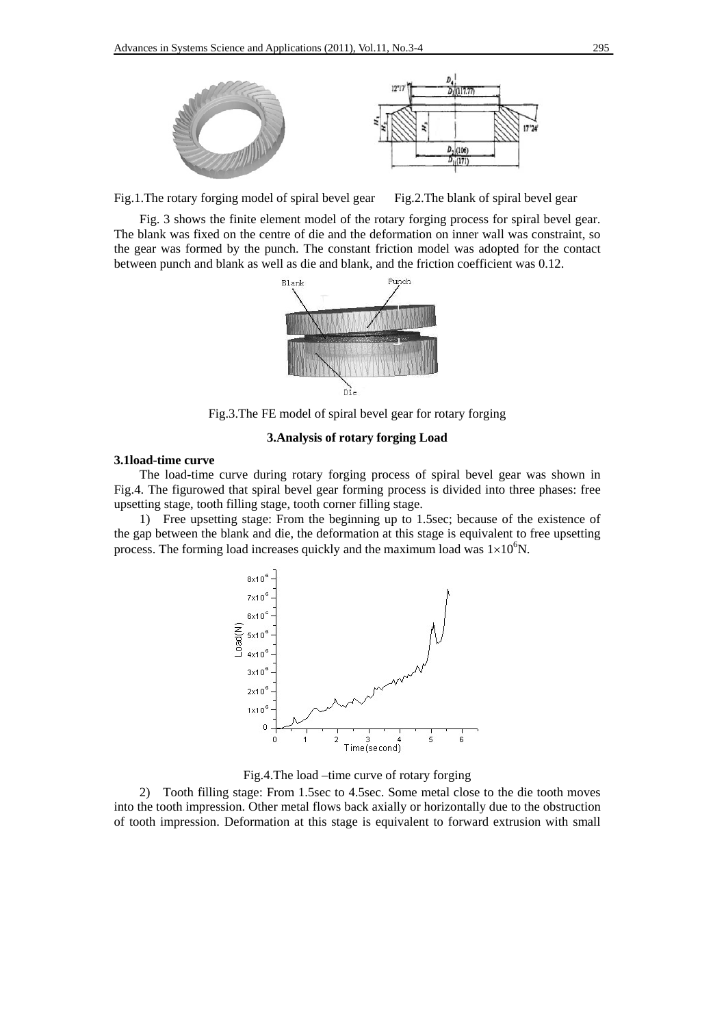Fig.1.The rotary forging model of spiral bevel gear Fig.2.The blank of spiral bevel gear

Fig. 3 shows the finite element model of the rotary forging process for spiral bevel gear. The blank was fixed on the centre of die and the deformation on inner wall was constraint, so the gear was formed by the punch. The constant friction model was adopted for the contact between punch and blank as well as die and blank, and the friction coefficient was 0.12.

Fig.3.The FE model of spiral bevel gear for rotary forging

## 3.Analysis of rotary forging Load

### 3.1load-time curve

The load-time curve during rotary forging process of spiral bevel gear was shown in Fig.4. The figurowed that spiral bevel gear forming process is divided into three phases: free upsetting stage, tooth filling stage, tooth corner filling stage.

1) Free upsetting stage: From the beginning up to 1.5sec; because of the existence of the gap between the blank and die, the deformation at this stage is equivalent to free upsetting process. The forming load increases quickly and the maximum load was $1\times10^6$N.

Fig.4.The load –time curve of rotary forging

2) Tooth filling stage: From 1.5sec to 4.5sec. Some metal close to the die tooth moves into the tooth impression. Other metal flows back axially or horizontally due to the obstruction of tooth impression. Deformation at this stage is equivalent to forward extrusion with small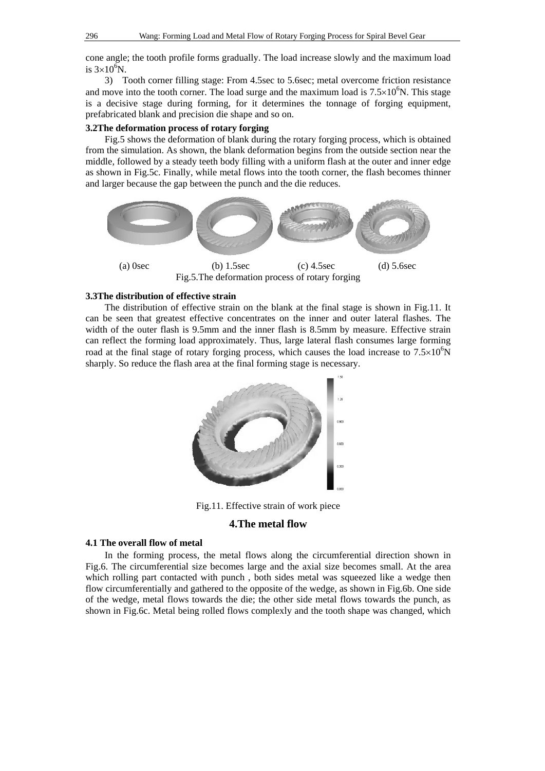cone angle; the tooth profile forms gradually. The load increase slowly and the maximum load is $3\times10^6$N.

3) Tooth corner filling stage: From 4.5sec to 5.6sec; metal overcome friction resistance and move into the tooth corner. The load surge and the maximum load is $7.5\times10^6$N. This stage is a decisive stage during forming, for it determines the tonnage of forging equipment, prefabricated blank and precision die shape and so on.

### 3.2The deformation process of rotary forging

Fig.5 shows the deformation of blank during the rotary forging process, which is obtained from the simulation. As shown, the blank deformation begins from the outside section near the middle, followed by a steady teeth body filling with a uniform flash at the outer and inner edge as shown in Fig.5c. Finally, while metal flows into the tooth corner, the flash becomes thinner and larger because the gap between the punch and the die reduces.

(a) 0sec (b) 1.5sec (c) 4.5sec (d) 5.6sec

Fig.5.The deformation process of rotary forging

### 3.3The distribution of effective strain

The distribution of effective strain on the blank at the final stage is shown in Fig.11. It can be seen that greatest effective concentrates on the inner and outer lateral flashes. The width of the outer flash is 9.5mm and the inner flash is 8.5mm by measure. Effective strain can reflect the forming load approximately. Thus, large lateral flash consumes large forming road at the final stage of rotary forging process, which causes the load increase to $7.5\times10^6$N sharply. So reduce the flash area at the final forming stage is necessary.

Fig.11. Effective strain of work piece

## 4.The metal flow

### 4.1 The overall flow of metal

In the forming process, the metal flows along the circumferential direction shown in Fig.6. The circumferential size becomes large and the axial size becomes small. At the area which rolling part contacted with punch , both sides metal was squeezed like a wedge then flow circumferentially and gathered to the opposite of the wedge, as shown in Fig.6b. One side of the wedge, metal flows towards the die; the other side metal flows towards the punch, as shown in Fig.6c. Metal being rolled flows complexly and the tooth shape was changed, which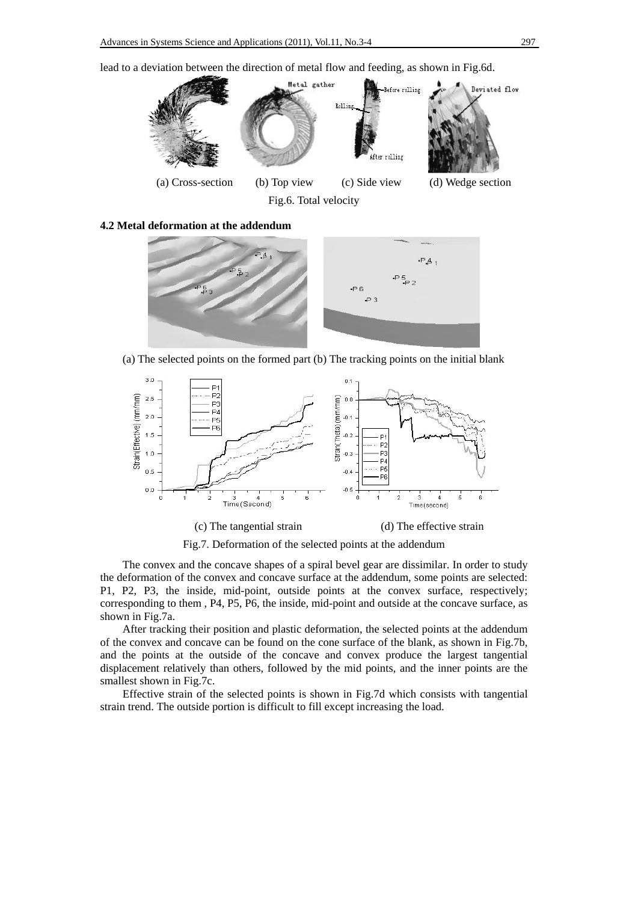lead to a deviation between the direction of metal flow and feeding, as shown in Fig.6d.

(a) Cross-section (b) Top view (c) Side view (d) Wedge section

Fig.6. Total velocity

**4.2 Metal deformation at the addendum**

(a) The selected points on the formed part (b) The tracking points on the initial blank

(c) The tangential strain (d) The effective strain

Fig.7. Deformation of the selected points at the addendum

The convex and the concave shapes of a spiral bevel gear are dissimilar. In order to study the deformation of the convex and concave surface at the addendum, some points are selected: P1, P2, P3, the inside, mid-point, outside points at the convex surface, respectively; corresponding to them , P4, P5, P6, the inside, mid-point and outside at the concave surface, as shown in Fig.7a.

After tracking their position and plastic deformation, the selected points at the addendum of the convex and concave can be found on the cone surface of the blank, as shown in Fig.7b, and the points at the outside of the concave and convex produce the largest tangential displacement relatively than others, followed by the mid points, and the inner points are the smallest shown in Fig.7c.

Effective strain of the selected points is shown in Fig.7d which consists with tangential strain trend. The outside portion is difficult to fill except increasing the load.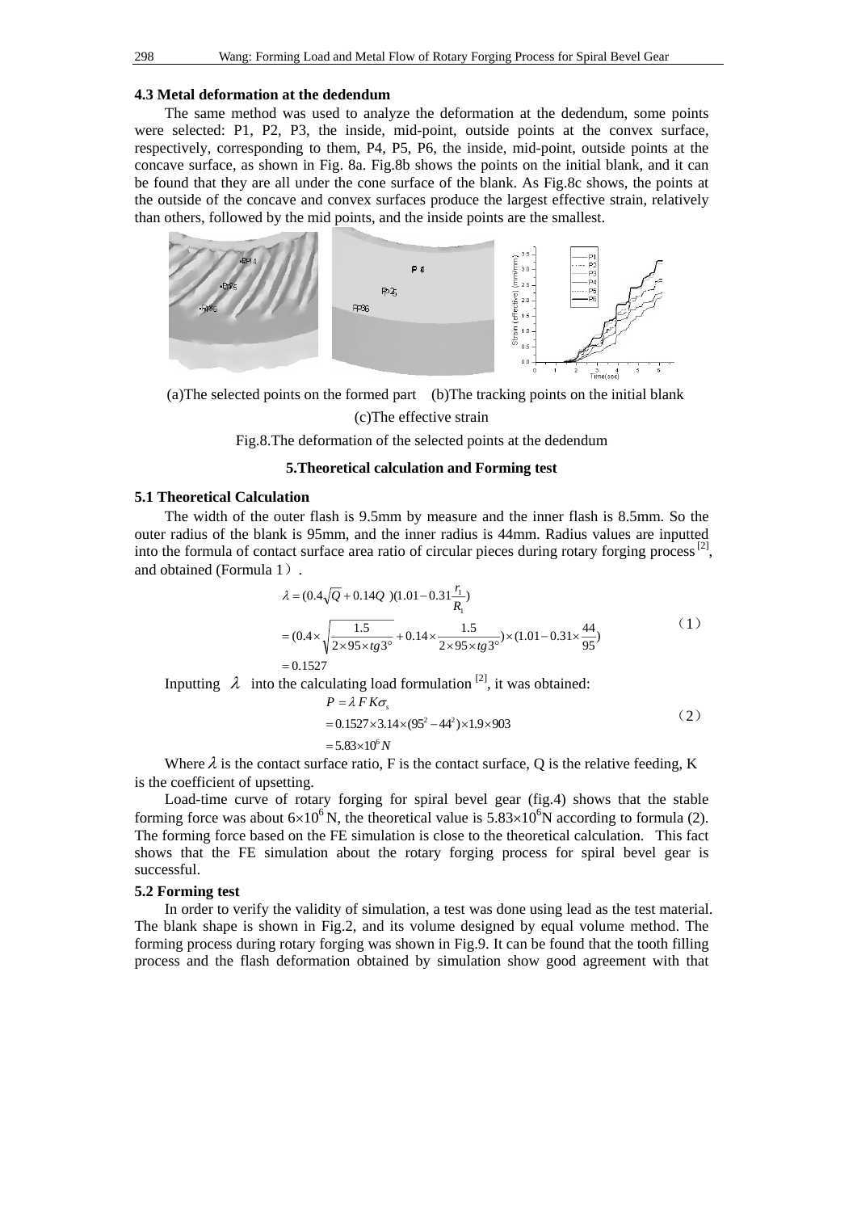### 4.3 Metal deformation at the dedendum

The same method was used to analyze the deformation at the dedendum, some points were selected: P1, P2, P3, the inside, mid-point, outside points at the convex surface, respectively, corresponding to them, P4, P5, P6, the inside, mid-point, outside points at the concave surface, as shown in Fig. 8a. Fig.8b shows the points on the initial blank, and it can be found that they are all under the cone surface of the blank. As Fig.8c shows, the points at the outside of the concave and convex surfaces produce the largest effective strain, relatively than others, followed by the mid points, and the inside points are the smallest.

(a)The selected points on the formed part (b)The tracking points on the initial blank

(c)The effective strain

Fig.8.The deformation of the selected points at the dedendum

## 5.Theoretical calculation and Forming test

### 5.1 Theoretical Calculation

The width of the outer flash is 9.5mm by measure and the inner flash is 8.5mm. So the outer radius of the blank is 95mm, and the inner radius is 44mm. Radius values are inputted into the formula of contact surface area ratio of circular pieces during rotary forging process [2], and obtained (Formula 1).

$$
\begin{aligned}
\lambda &= (0.4\sqrt{Q} + 0.14Q)(1.01 - 0.31\frac{r_1}{R_1}) \\
&= (0.4 \times \sqrt{\frac{1.5}{2 \times 95 \times tg3^\circ}} + 0.14 \times \frac{1.5}{2 \times 95 \times tg3^\circ}) \times (1.01 - 0.31 \times \frac{44}{95}) \\
&= 0.1527
\end{aligned} \tag{1}
$$

Inputting $\lambda$ into the calculating load formulation [2], it was obtained:

$$
\begin{aligned}
P &= \lambda F K \sigma_s \\
&= 0.1527 \times 3.14 \times (95^2 - 44^2) \times 1.9 \times 903 \\
&= 5.83 \times 10^6 N
\end{aligned} \tag{2}
$$

Where $\lambda$ is the contact surface ratio, F is the contact surface, Q is the relative feeding, K is the coefficient of upsetting.

Load-time curve of rotary forging for spiral bevel gear (fig.4) shows that the stable forming force was about $6\times10^6$ N, the theoretical value is $5.83\times10^6$N according to formula (2). The forming force based on the FE simulation is close to the theoretical calculation. This fact shows that the FE simulation about the rotary forging process for spiral bevel gear is successful.

### 5.2 Forming test

In order to verify the validity of simulation, a test was done using lead as the test material. The blank shape is shown in Fig.2, and its volume designed by equal volume method. The forming process during rotary forging was shown in Fig.9. It can be found that the tooth filling process and the flash deformation obtained by simulation show good agreement with that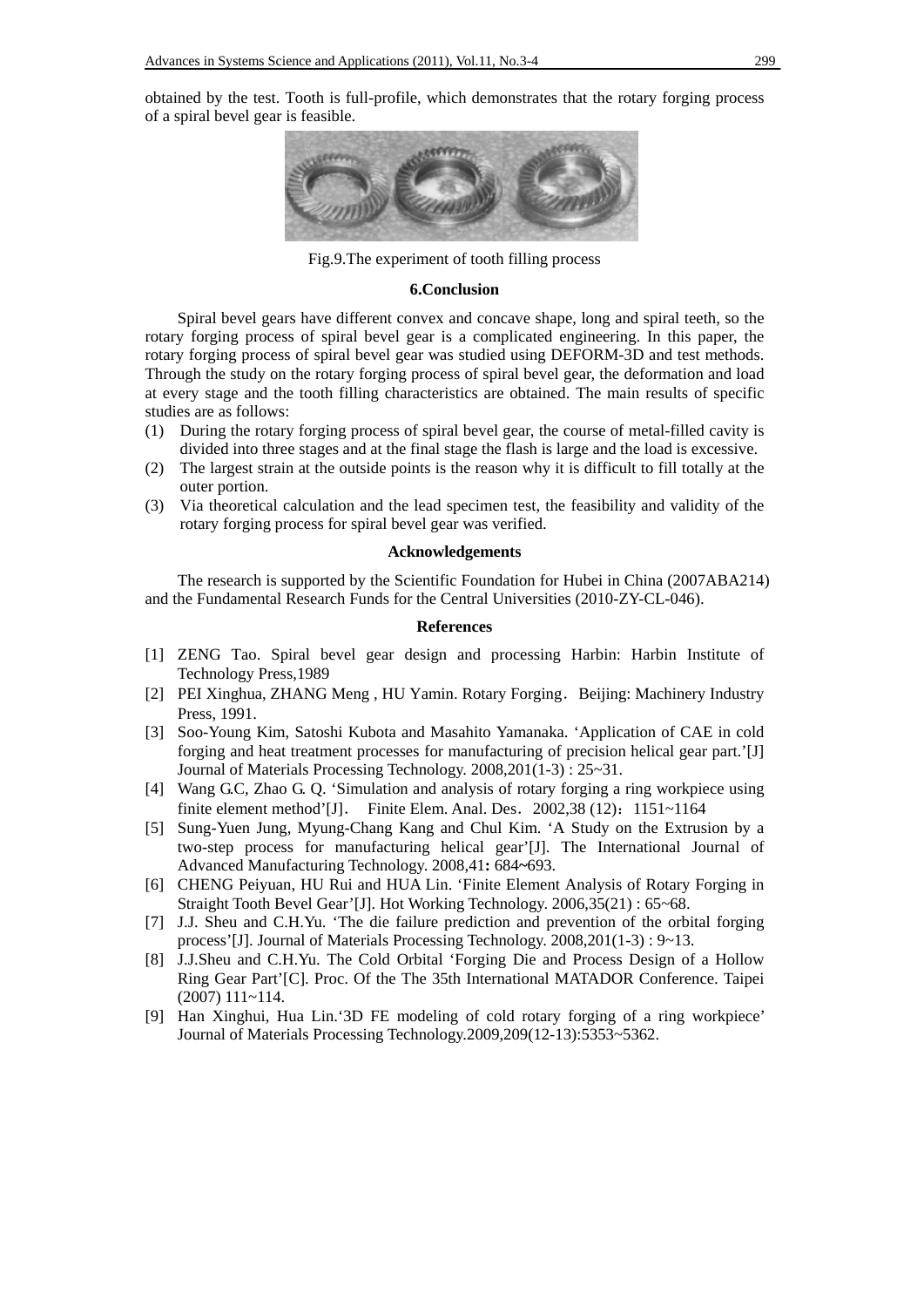obtained by the test. Tooth is full-profile, which demonstrates that the rotary forging process of a spiral bevel gear is feasible.

Fig.9.The experiment of tooth filling process

## 6.Conclusion

Spiral bevel gears have different convex and concave shape, long and spiral teeth, so the rotary forging process of spiral bevel gear is a complicated engineering. In this paper, the rotary forging process of spiral bevel gear was studied using DEFORM-3D and test methods. Through the study on the rotary forging process of spiral bevel gear, the deformation and load at every stage and the tooth filling characteristics are obtained. The main results of specific studies are as follows:

(1) During the rotary forging process of spiral bevel gear, the course of metal-filled cavity is divided into three stages and at the final stage the flash is large and the load is excessive.

(2) The largest strain at the outside points is the reason why it is difficult to fill totally at the outer portion.

(3) Via theoretical calculation and the lead specimen test, the feasibility and validity of the rotary forging process for spiral bevel gear was verified.

## Acknowledgements

The research is supported by the Scientific Foundation for Hubei in China (2007ABA214) and the Fundamental Research Funds for the Central Universities (2010-ZY-CL-046).

## References

[1] ZENG Tao. Spiral bevel gear design and processing Harbin: Harbin Institute of Technology Press,1989

[2] PEI Xinghua, ZHANG Meng , HU Yamin. Rotary Forging. Beijing: Machinery Industry Press, 1991.

[3] Soo-Young Kim, Satoshi Kubota and Masahito Yamanaka. 'Application of CAE in cold forging and heat treatment processes for manufacturing of precision helical gear part.'[J] Journal of Materials Processing Technology. 2008,201(1-3) : 25~31.

[4] Wang G.C, Zhao G. Q. 'Simulation and analysis of rotary forging a ring workpiece using finite element method'[J]. Finite Elem. Anal. Des. 2002,38 (12): 1151~1164

[5] Sung-Yuen Jung, Myung-Chang Kang and Chul Kim. 'A Study on the Extrusion by a two-step process for manufacturing helical gear'[J]. The International Journal of Advanced Manufacturing Technology. 2008,41: 684~693.

[6] CHENG Peiyuan, HU Rui and HUA Lin. 'Finite Element Analysis of Rotary Forging in Straight Tooth Bevel Gear'[J]. Hot Working Technology. 2006,35(21) : 65~68.

[7] J.J. Sheu and C.H.Yu. 'The die failure prediction and prevention of the orbital forging process'[J]. Journal of Materials Processing Technology. 2008,201(1-3) : 9~13.

[8] J.J.Sheu and C.H.Yu. The Cold Orbital 'Forging Die and Process Design of a Hollow Ring Gear Part'[C]. Proc. Of the The 35th International MATADOR Conference. Taipei (2007) 111~114.

[9] Han Xinghui, Hua Lin.'3D FE modeling of cold rotary forging of a ring workpiece' Journal of Materials Processing Technology.2009,209(12-13):5353~5362.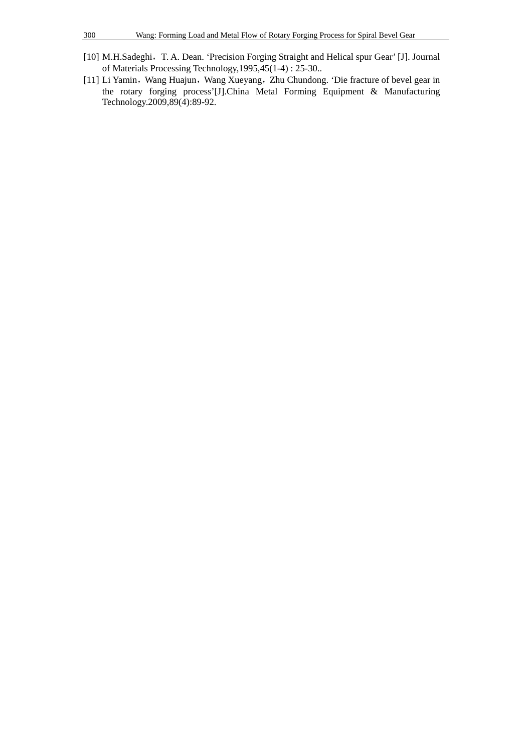[10] M.H.Sadeghi，T. A. Dean. ‘Precision Forging Straight and Helical spur Gear’ [J]. Journal of Materials Processing Technology,1995,45(1-4) : 25-30..

[11] Li Yamin，Wang Huajun，Wang Xueyang，Zhu Chundong. ‘Die fracture of bevel gear in the rotary forging process’[J].China Metal Forming Equipment & Manufacturing Technology.2009,89(4):89-92.